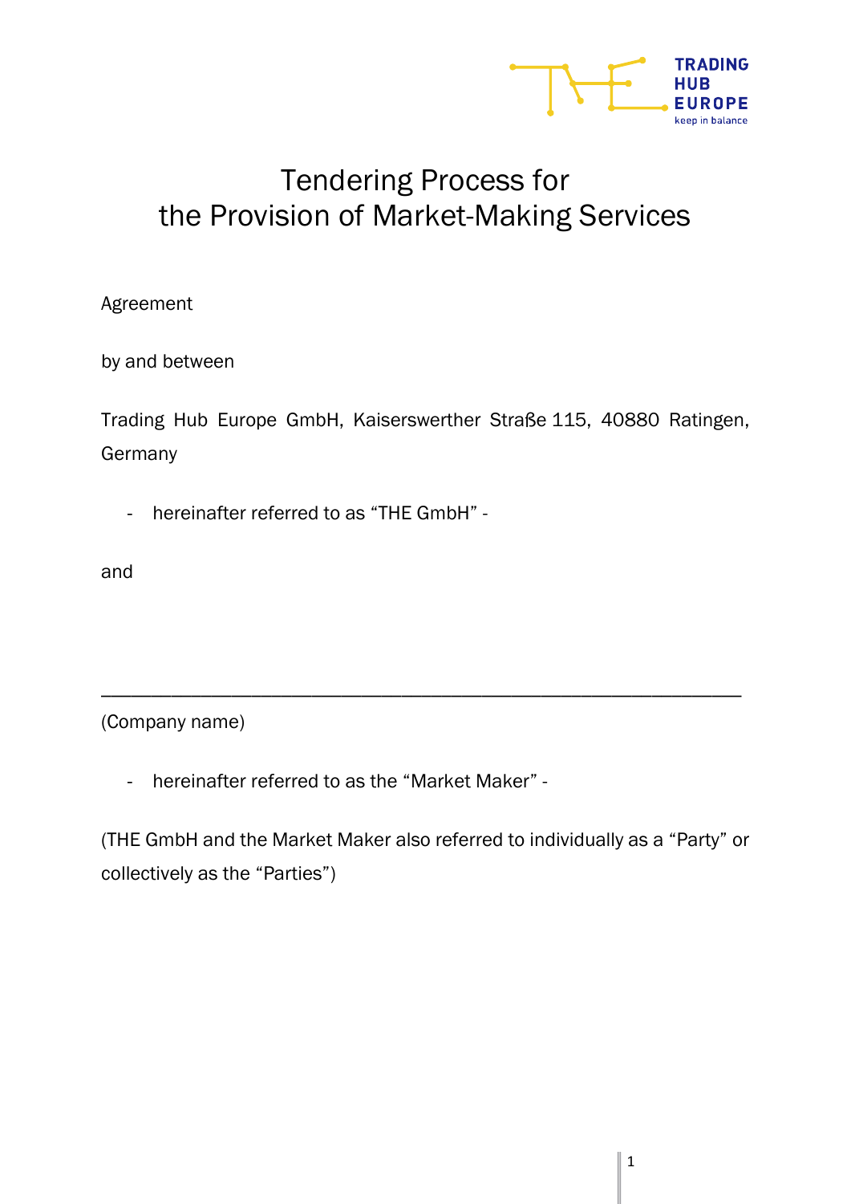# Tendering Process for the Provision of Market-Making Services

Agreement

by and between

Trading Hub Europe GmbH, Kaiserswerther Straße 115, 40880 Ratingen, Germany

- hereinafter referred to as “THE GmbH” -

and

\_\_\_\_\_\_\_\_\_\_\_\_\_\_\_\_\_\_\_\_\_\_\_\_\_\_\_\_\_\_\_\_\_\_\_\_\_\_\_\_\_\_\_\_\_\_\_\_\_\_\_\_\_\_\_\_\_\_\_\_

(Company name)

- hereinafter referred to as the “Market Maker” -

(THE GmbH and the Market Maker also referred to individually as a “Party” or collectively as the “Parties”)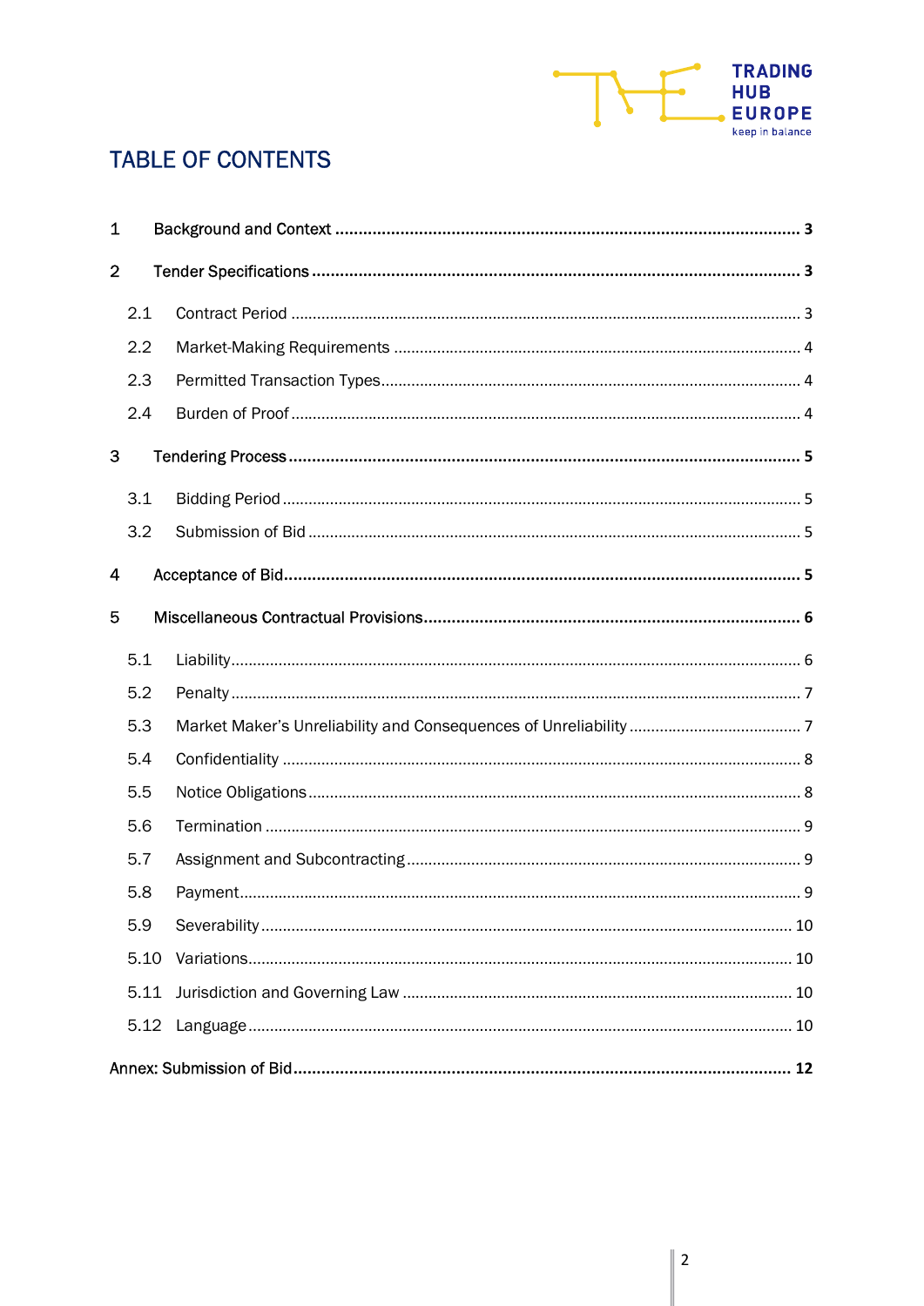# TABLE OF CONTENTS

1 Background and Context ........ 3

2 Tender Specifications ........ 3

- 2.1 Contract Period ........ 3
- 2.2 Market-Making Requirements ........ 4
- 2.3 Permitted Transaction Types ........ 4
- 2.4 Burden of Proof ........ 4

3 Tendering Process ........ 5

- 3.1 Bidding Period ........ 5
- 3.2 Submission of Bid ........ 5

4 Acceptance of Bid ........ 5

5 Miscellaneous Contractual Provisions ........ 6

- 5.1 Liability ........ 6
- 5.2 Penalty ........ 7
- 5.3 Market Maker's Unreliability and Consequences of Unreliability ........ 7
- 5.4 Confidentiality ........ 8
- 5.5 Notice Obligations ........ 8
- 5.6 Termination ........ 9
- 5.7 Assignment and Subcontracting ........ 9
- 5.8 Payment ........ 9
- 5.9 Severability ........ 10
- 5.10 Variations ........ 10
- 5.11 Jurisdiction and Governing Law ........ 10
- 5.12 Language ........ 10

Annex: Submission of Bid ........ 12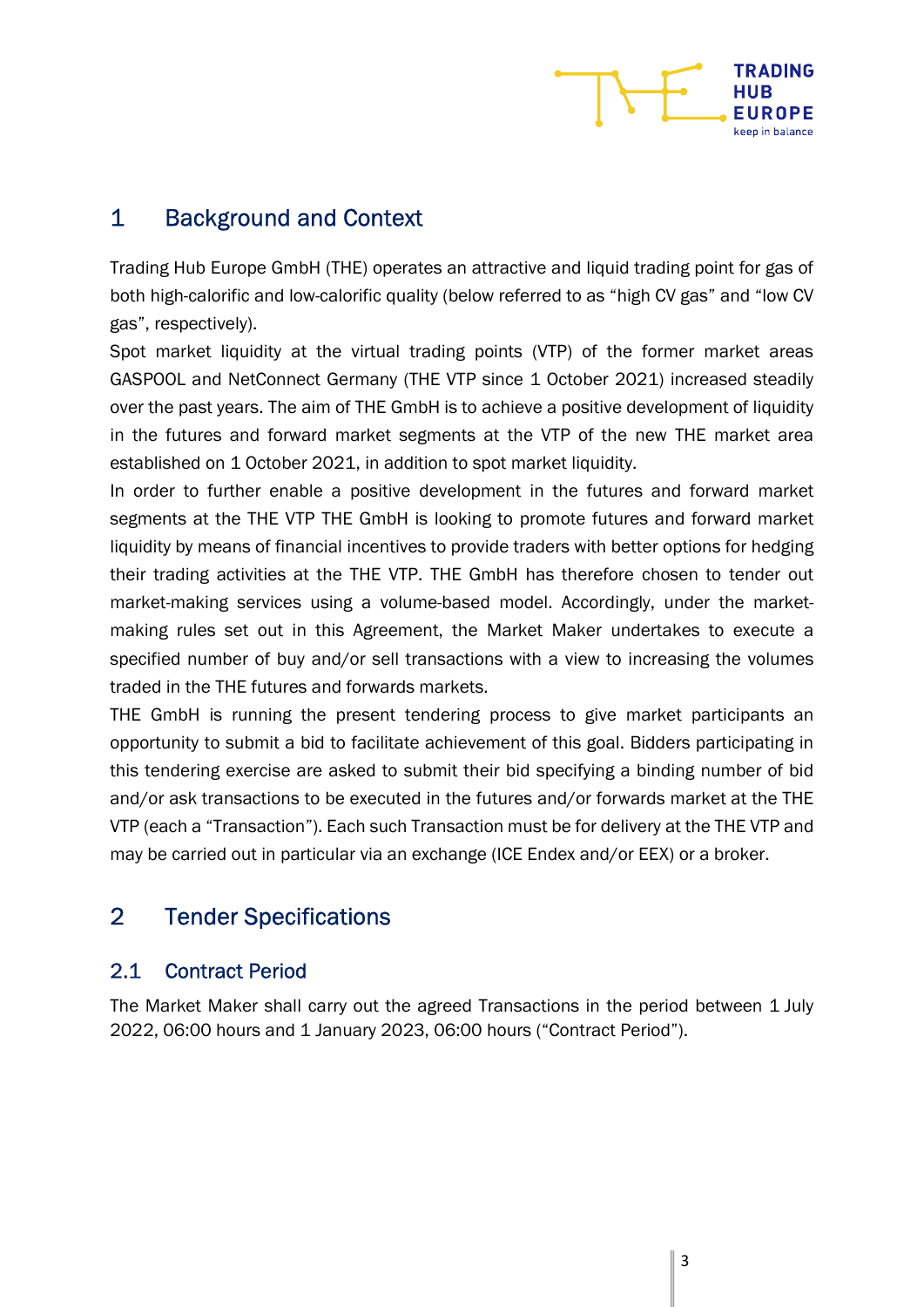# 1 Background and Context

Trading Hub Europe GmbH (THE) operates an attractive and liquid trading point for gas of both high-calorific and low-calorific quality (below referred to as “high CV gas” and “low CV gas”, respectively).

Spot market liquidity at the virtual trading points (VTP) of the former market areas GASPOOL and NetConnect Germany (THE VTP since 1 October 2021) increased steadily over the past years. The aim of THE GmbH is to achieve a positive development of liquidity in the futures and forward market segments at the VTP of the new THE market area established on 1 October 2021, in addition to spot market liquidity.

In order to further enable a positive development in the futures and forward market segments at the THE VTP THE GmbH is looking to promote futures and forward market liquidity by means of financial incentives to provide traders with better options for hedging their trading activities at the THE VTP. THE GmbH has therefore chosen to tender out market-making services using a volume-based model. Accordingly, under the market-making rules set out in this Agreement, the Market Maker undertakes to execute a specified number of buy and/or sell transactions with a view to increasing the volumes traded in the THE futures and forwards markets.

THE GmbH is running the present tendering process to give market participants an opportunity to submit a bid to facilitate achievement of this goal. Bidders participating in this tendering exercise are asked to submit their bid specifying a binding number of bid and/or ask transactions to be executed in the futures and/or forwards market at the THE VTP (each a “Transaction”). Each such Transaction must be for delivery at the THE VTP and may be carried out in particular via an exchange (ICE Endex and/or EEX) or a broker.

# 2 Tender Specifications

## 2.1 Contract Period

The Market Maker shall carry out the agreed Transactions in the period between 1 July 2022, 06:00 hours and 1 January 2023, 06:00 hours (“Contract Period”).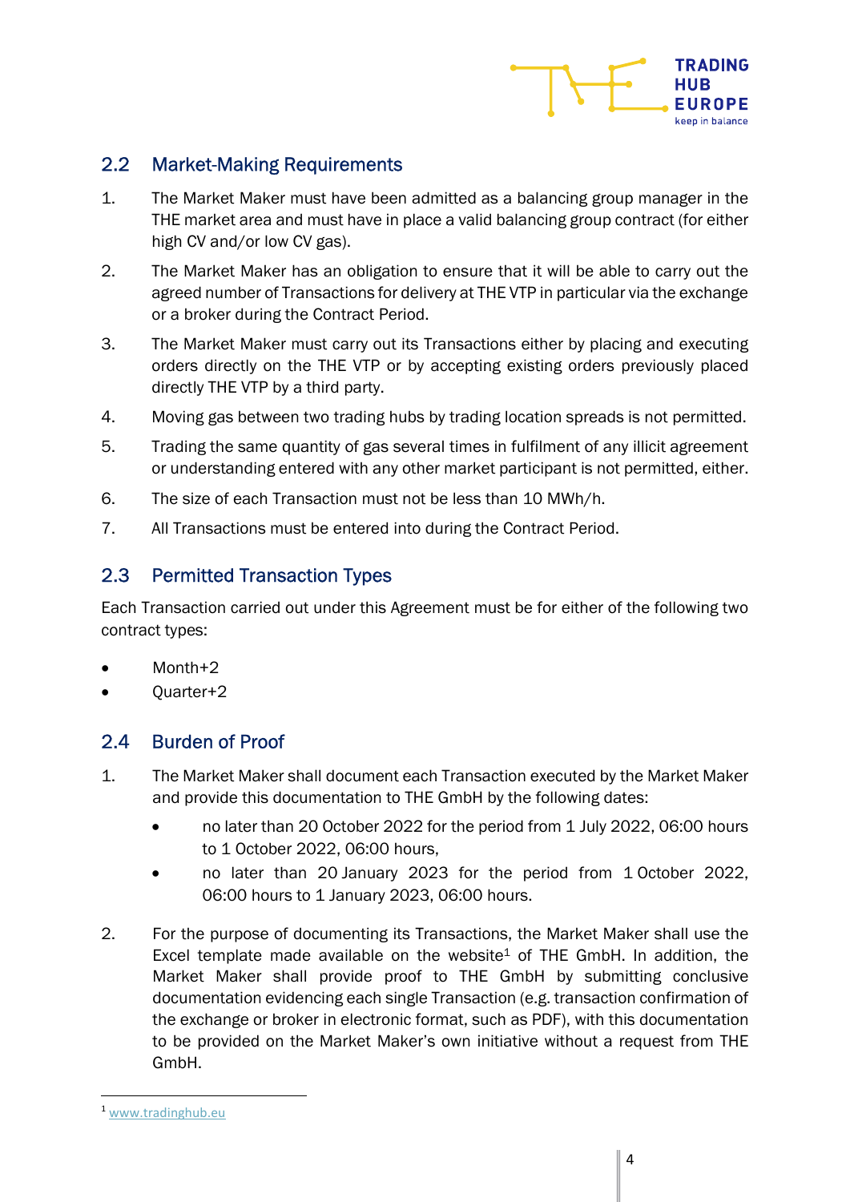## 2.2 Market-Making Requirements

1. The Market Maker must have been admitted as a balancing group manager in the THE market area and must have in place a valid balancing group contract (for either high CV and/or low CV gas).
2. The Market Maker has an obligation to ensure that it will be able to carry out the agreed number of Transactions for delivery at THE VTP in particular via the exchange or a broker during the Contract Period.
3. The Market Maker must carry out its Transactions either by placing and executing orders directly on the THE VTP or by accepting existing orders previously placed directly THE VTP by a third party.
4. Moving gas between two trading hubs by trading location spreads is not permitted.
5. Trading the same quantity of gas several times in fulfilment of any illicit agreement or understanding entered with any other market participant is not permitted, either.
6. The size of each Transaction must not be less than 10 MWh/h.
7. All Transactions must be entered into during the Contract Period.

## 2.3 Permitted Transaction Types

Each Transaction carried out under this Agreement must be for either of the following two contract types:

- Month+2
- Quarter+2

## 2.4 Burden of Proof

1. The Market Maker shall document each Transaction executed by the Market Maker and provide this documentation to THE GmbH by the following dates:
   - no later than 20 October 2022 for the period from 1 July 2022, 06:00 hours to 1 October 2022, 06:00 hours,
   - no later than 20 January 2023 for the period from 1 October 2022, 06:00 hours to 1 January 2023, 06:00 hours.
2. For the purpose of documenting its Transactions, the Market Maker shall use the Excel template made available on the website[1] of THE GmbH. In addition, the Market Maker shall provide proof to THE GmbH by submitting conclusive documentation evidencing each single Transaction (e.g. transaction confirmation of the exchange or broker in electronic format, such as PDF), with this documentation to be provided on the Market Maker's own initiative without a request from THE GmbH.

[1] www.tradinghub.eu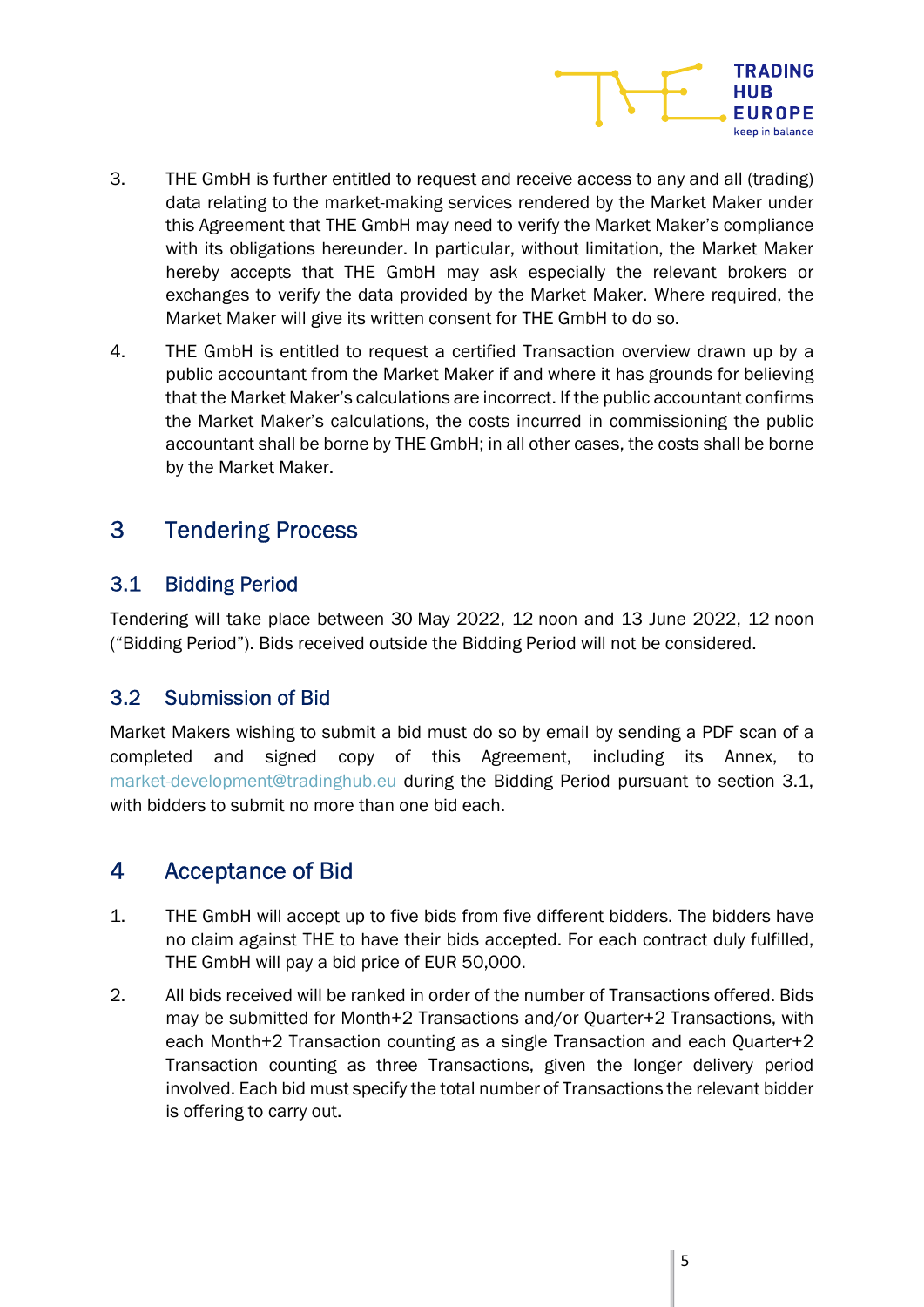3. THE GmbH is further entitled to request and receive access to any and all (trading) data relating to the market-making services rendered by the Market Maker under this Agreement that THE GmbH may need to verify the Market Maker's compliance with its obligations hereunder. In particular, without limitation, the Market Maker hereby accepts that THE GmbH may ask especially the relevant brokers or exchanges to verify the data provided by the Market Maker. Where required, the Market Maker will give its written consent for THE GmbH to do so.

4. THE GmbH is entitled to request a certified Transaction overview drawn up by a public accountant from the Market Maker if and where it has grounds for believing that the Market Maker's calculations are incorrect. If the public accountant confirms the Market Maker's calculations, the costs incurred in commissioning the public accountant shall be borne by THE GmbH; in all other cases, the costs shall be borne by the Market Maker.

# 3 Tendering Process

## 3.1 Bidding Period

Tendering will take place between 30 May 2022, 12 noon and 13 June 2022, 12 noon ("Bidding Period"). Bids received outside the Bidding Period will not be considered.

## 3.2 Submission of Bid

Market Makers wishing to submit a bid must do so by email by sending a PDF scan of a completed and signed copy of this Agreement, including its Annex, to market-development@tradinghub.eu during the Bidding Period pursuant to section 3.1, with bidders to submit no more than one bid each.

# 4 Acceptance of Bid

1. THE GmbH will accept up to five bids from five different bidders. The bidders have no claim against THE to have their bids accepted. For each contract duly fulfilled, THE GmbH will pay a bid price of EUR 50,000.

2. All bids received will be ranked in order of the number of Transactions offered. Bids may be submitted for Month+2 Transactions and/or Quarter+2 Transactions, with each Month+2 Transaction counting as a single Transaction and each Quarter+2 Transaction counting as three Transactions, given the longer delivery period involved. Each bid must specify the total number of Transactions the relevant bidder is offering to carry out.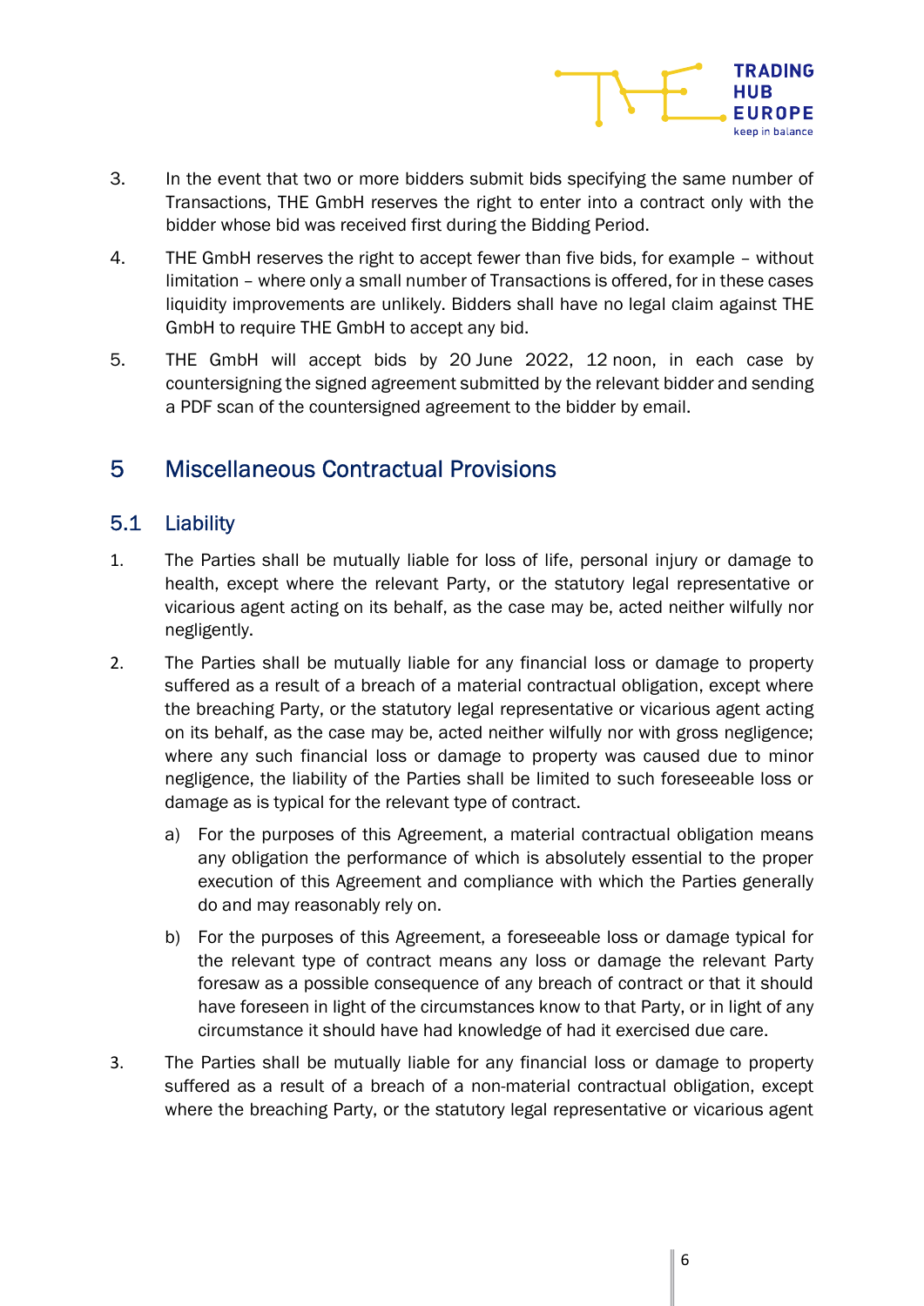3. In the event that two or more bidders submit bids specifying the same number of Transactions, THE GmbH reserves the right to enter into a contract only with the bidder whose bid was received first during the Bidding Period.

4. THE GmbH reserves the right to accept fewer than five bids, for example – without limitation – where only a small number of Transactions is offered, for in these cases liquidity improvements are unlikely. Bidders shall have no legal claim against THE GmbH to require THE GmbH to accept any bid.

5. THE GmbH will accept bids by 20 June 2022, 12 noon, in each case by countersigning the signed agreement submitted by the relevant bidder and sending a PDF scan of the countersigned agreement to the bidder by email.

# 5 Miscellaneous Contractual Provisions

## 5.1 Liability

1. The Parties shall be mutually liable for loss of life, personal injury or damage to health, except where the relevant Party, or the statutory legal representative or vicarious agent acting on its behalf, as the case may be, acted neither wilfully nor negligently.

2. The Parties shall be mutually liable for any financial loss or damage to property suffered as a result of a breach of a material contractual obligation, except where the breaching Party, or the statutory legal representative or vicarious agent acting on its behalf, as the case may be, acted neither wilfully nor with gross negligence; where any such financial loss or damage to property was caused due to minor negligence, the liability of the Parties shall be limited to such foreseeable loss or damage as is typical for the relevant type of contract.

   a) For the purposes of this Agreement, a material contractual obligation means any obligation the performance of which is absolutely essential to the proper execution of this Agreement and compliance with which the Parties generally do and may reasonably rely on.

   b) For the purposes of this Agreement, a foreseeable loss or damage typical for the relevant type of contract means any loss or damage the relevant Party foresaw as a possible consequence of any breach of contract or that it should have foreseen in light of the circumstances know to that Party, or in light of any circumstance it should have had knowledge of had it exercised due care.

3. The Parties shall be mutually liable for any financial loss or damage to property suffered as a result of a breach of a non-material contractual obligation, except where the breaching Party, or the statutory legal representative or vicarious agent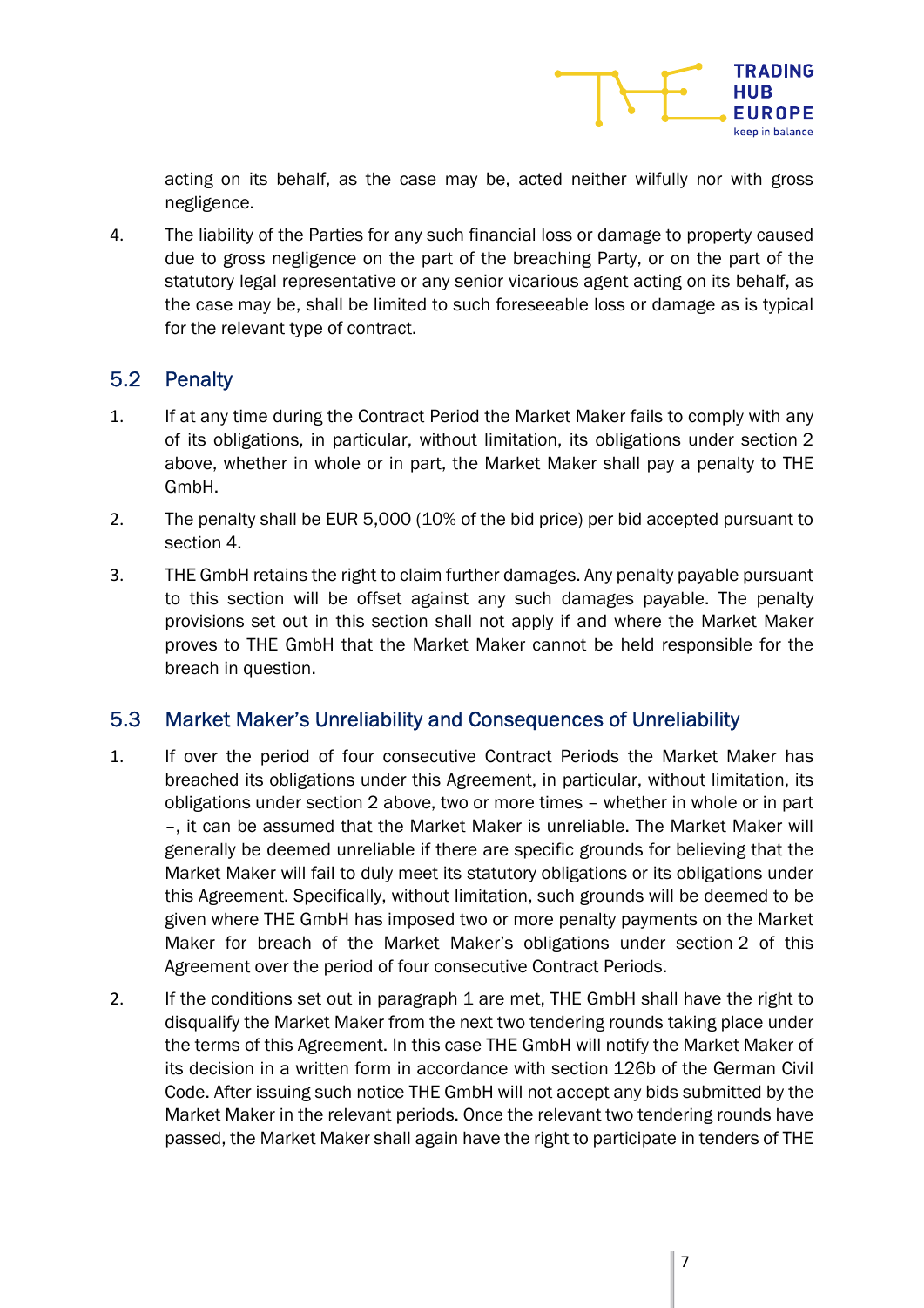acting on its behalf, as the case may be, acted neither wilfully nor with gross negligence.

4. The liability of the Parties for any such financial loss or damage to property caused due to gross negligence on the part of the breaching Party, or on the part of the statutory legal representative or any senior vicarious agent acting on its behalf, as the case may be, shall be limited to such foreseeable loss or damage as is typical for the relevant type of contract.

## 5.2 Penalty

1. If at any time during the Contract Period the Market Maker fails to comply with any of its obligations, in particular, without limitation, its obligations under section 2 above, whether in whole or in part, the Market Maker shall pay a penalty to THE GmbH.

2. The penalty shall be EUR 5,000 (10% of the bid price) per bid accepted pursuant to section 4.

3. THE GmbH retains the right to claim further damages. Any penalty payable pursuant to this section will be offset against any such damages payable. The penalty provisions set out in this section shall not apply if and where the Market Maker proves to THE GmbH that the Market Maker cannot be held responsible for the breach in question.

## 5.3 Market Maker's Unreliability and Consequences of Unreliability

1. If over the period of four consecutive Contract Periods the Market Maker has breached its obligations under this Agreement, in particular, without limitation, its obligations under section 2 above, two or more times – whether in whole or in part –, it can be assumed that the Market Maker is unreliable. The Market Maker will generally be deemed unreliable if there are specific grounds for believing that the Market Maker will fail to duly meet its statutory obligations or its obligations under this Agreement. Specifically, without limitation, such grounds will be deemed to be given where THE GmbH has imposed two or more penalty payments on the Market Maker for breach of the Market Maker's obligations under section 2 of this Agreement over the period of four consecutive Contract Periods.

2. If the conditions set out in paragraph 1 are met, THE GmbH shall have the right to disqualify the Market Maker from the next two tendering rounds taking place under the terms of this Agreement. In this case THE GmbH will notify the Market Maker of its decision in a written form in accordance with section 126b of the German Civil Code. After issuing such notice THE GmbH will not accept any bids submitted by the Market Maker in the relevant periods. Once the relevant two tendering rounds have passed, the Market Maker shall again have the right to participate in tenders of THE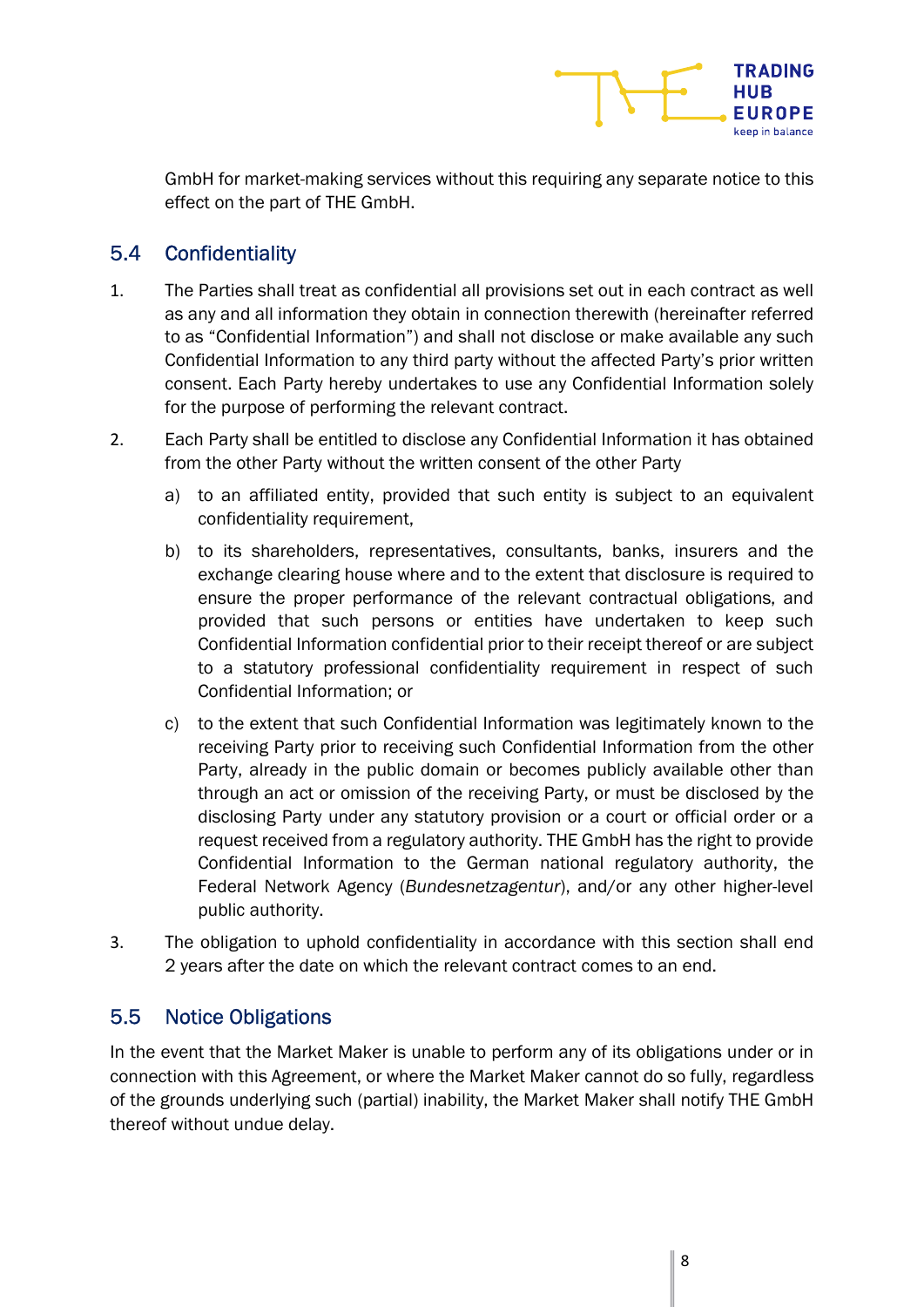GmbH for market-making services without this requiring any separate notice to this effect on the part of THE GmbH.

## 5.4 Confidentiality

1. The Parties shall treat as confidential all provisions set out in each contract as well as any and all information they obtain in connection therewith (hereinafter referred to as "Confidential Information") and shall not disclose or make available any such Confidential Information to any third party without the affected Party's prior written consent. Each Party hereby undertakes to use any Confidential Information solely for the purpose of performing the relevant contract.

2. Each Party shall be entitled to disclose any Confidential Information it has obtained from the other Party without the written consent of the other Party

   a) to an affiliated entity, provided that such entity is subject to an equivalent confidentiality requirement,

   b) to its shareholders, representatives, consultants, banks, insurers and the exchange clearing house where and to the extent that disclosure is required to ensure the proper performance of the relevant contractual obligations, and provided that such persons or entities have undertaken to keep such Confidential Information confidential prior to their receipt thereof or are subject to a statutory professional confidentiality requirement in respect of such Confidential Information; or

   c) to the extent that such Confidential Information was legitimately known to the receiving Party prior to receiving such Confidential Information from the other Party, already in the public domain or becomes publicly available other than through an act or omission of the receiving Party, or must be disclosed by the disclosing Party under any statutory provision or a court or official order or a request received from a regulatory authority. THE GmbH has the right to provide Confidential Information to the German national regulatory authority, the Federal Network Agency (*Bundesnetzagentur*), and/or any other higher-level public authority.

3. The obligation to uphold confidentiality in accordance with this section shall end 2 years after the date on which the relevant contract comes to an end.

## 5.5 Notice Obligations

In the event that the Market Maker is unable to perform any of its obligations under or in connection with this Agreement, or where the Market Maker cannot do so fully, regardless of the grounds underlying such (partial) inability, the Market Maker shall notify THE GmbH thereof without undue delay.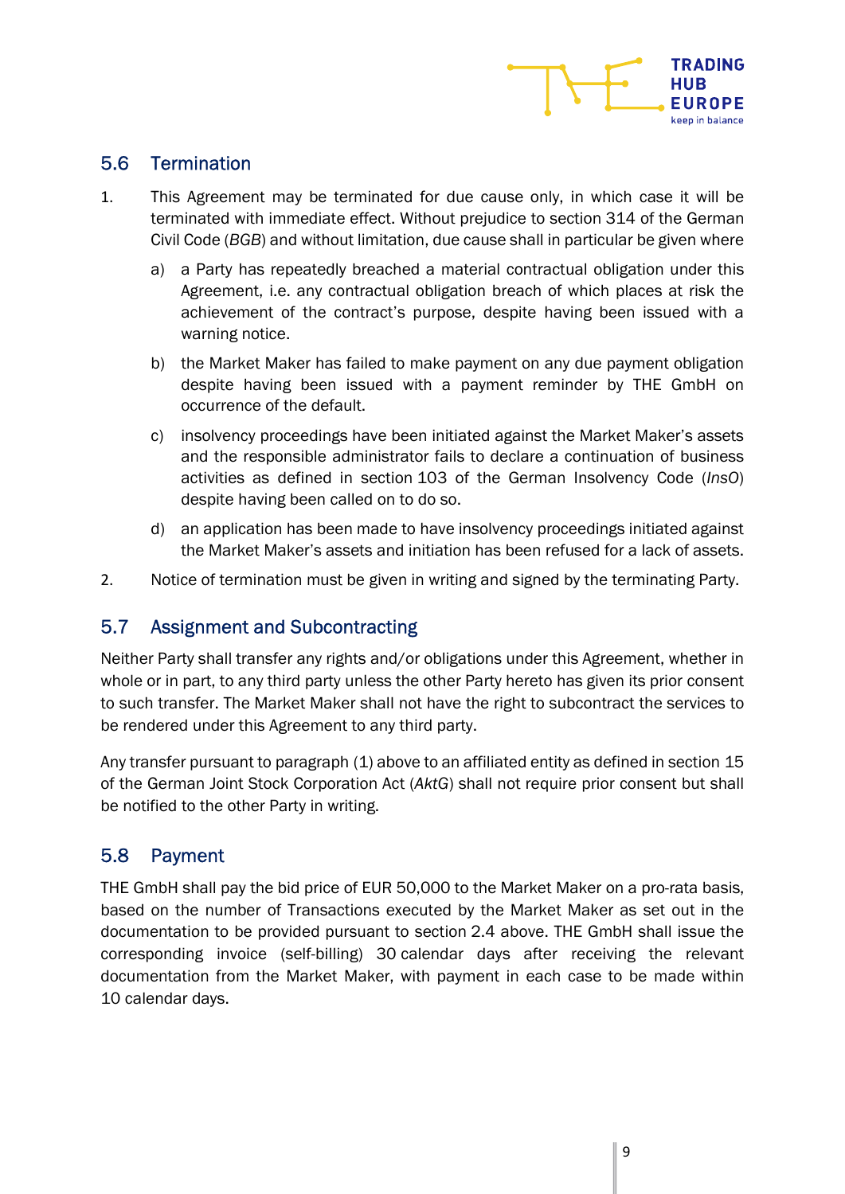## 5.6 Termination

1. This Agreement may be terminated for due cause only, in which case it will be terminated with immediate effect. Without prejudice to section 314 of the German Civil Code (*BGB*) and without limitation, due cause shall in particular be given where

   a) a Party has repeatedly breached a material contractual obligation under this Agreement, i.e. any contractual obligation breach of which places at risk the achievement of the contract's purpose, despite having been issued with a warning notice.

   b) the Market Maker has failed to make payment on any due payment obligation despite having been issued with a payment reminder by THE GmbH on occurrence of the default.

   c) insolvency proceedings have been initiated against the Market Maker's assets and the responsible administrator fails to declare a continuation of business activities as defined in section 103 of the German Insolvency Code (*InsO*) despite having been called on to do so.

   d) an application has been made to have insolvency proceedings initiated against the Market Maker's assets and initiation has been refused for a lack of assets.

2. Notice of termination must be given in writing and signed by the terminating Party.

## 5.7 Assignment and Subcontracting

Neither Party shall transfer any rights and/or obligations under this Agreement, whether in whole or in part, to any third party unless the other Party hereto has given its prior consent to such transfer. The Market Maker shall not have the right to subcontract the services to be rendered under this Agreement to any third party.

Any transfer pursuant to paragraph (1) above to an affiliated entity as defined in section 15 of the German Joint Stock Corporation Act (*AktG*) shall not require prior consent but shall be notified to the other Party in writing.

## 5.8 Payment

THE GmbH shall pay the bid price of EUR 50,000 to the Market Maker on a pro-rata basis, based on the number of Transactions executed by the Market Maker as set out in the documentation to be provided pursuant to section 2.4 above. THE GmbH shall issue the corresponding invoice (self-billing) 30 calendar days after receiving the relevant documentation from the Market Maker, with payment in each case to be made within 10 calendar days.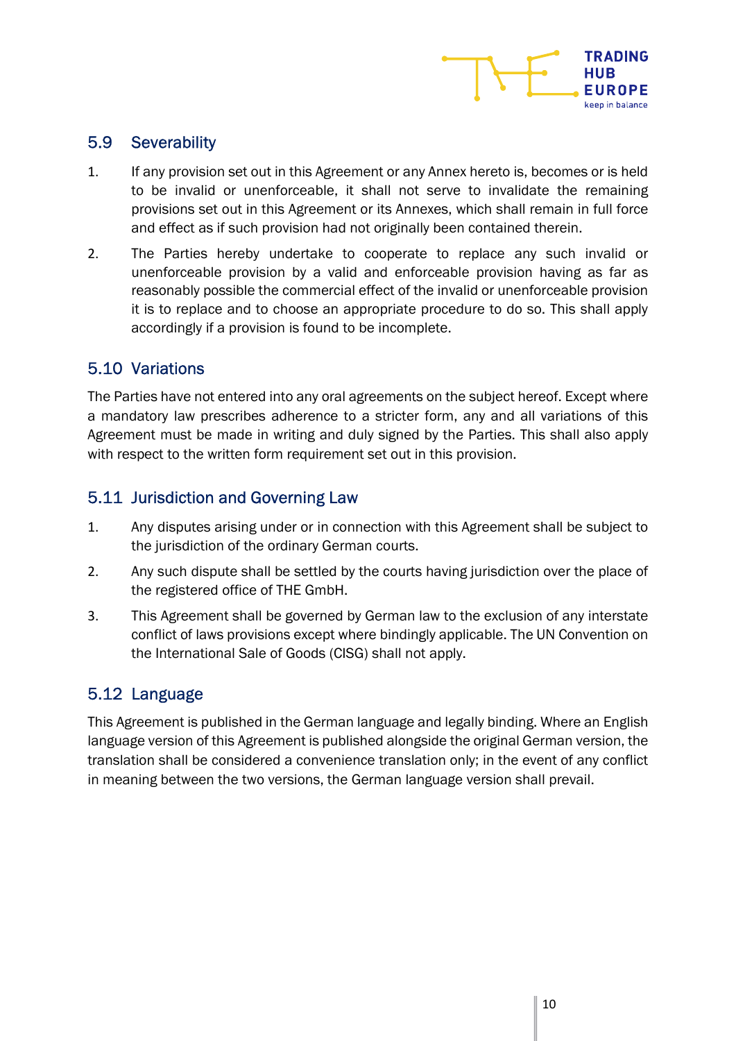## 5.9 Severability

1. If any provision set out in this Agreement or any Annex hereto is, becomes or is held to be invalid or unenforceable, it shall not serve to invalidate the remaining provisions set out in this Agreement or its Annexes, which shall remain in full force and effect as if such provision had not originally been contained therein.

2. The Parties hereby undertake to cooperate to replace any such invalid or unenforceable provision by a valid and enforceable provision having as far as reasonably possible the commercial effect of the invalid or unenforceable provision it is to replace and to choose an appropriate procedure to do so. This shall apply accordingly if a provision is found to be incomplete.

## 5.10 Variations

The Parties have not entered into any oral agreements on the subject hereof. Except where a mandatory law prescribes adherence to a stricter form, any and all variations of this Agreement must be made in writing and duly signed by the Parties. This shall also apply with respect to the written form requirement set out in this provision.

## 5.11 Jurisdiction and Governing Law

1. Any disputes arising under or in connection with this Agreement shall be subject to the jurisdiction of the ordinary German courts.

2. Any such dispute shall be settled by the courts having jurisdiction over the place of the registered office of THE GmbH.

3. This Agreement shall be governed by German law to the exclusion of any interstate conflict of laws provisions except where bindingly applicable. The UN Convention on the International Sale of Goods (CISG) shall not apply.

## 5.12 Language

This Agreement is published in the German language and legally binding. Where an English language version of this Agreement is published alongside the original German version, the translation shall be considered a convenience translation only; in the event of any conflict in meaning between the two versions, the German language version shall prevail.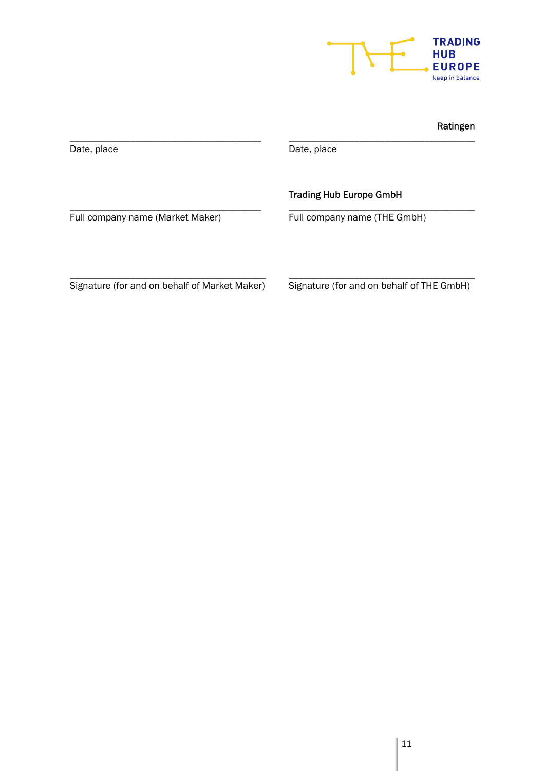| | Ratingen |
|---|---|
| \_\_\_\_\_\_\_\_\_\_\_\_\_\_\_\_\_\_\_\_\_\_\_\_\_\_\_\_\_\_\_\_\_\_\_\_ | \_\_\_\_\_\_\_\_\_\_\_\_\_\_\_\_\_\_\_\_\_\_\_\_\_\_\_\_\_\_\_\_\_\_\_\_ |
| Date, place | Date, place |
| | Trading Hub Europe GmbH |
| \_\_\_\_\_\_\_\_\_\_\_\_\_\_\_\_\_\_\_\_\_\_\_\_\_\_\_\_\_\_\_\_\_\_\_\_ | \_\_\_\_\_\_\_\_\_\_\_\_\_\_\_\_\_\_\_\_\_\_\_\_\_\_\_\_\_\_\_\_\_\_\_\_ |
| Full company name (Market Maker) | Full company name (THE GmbH) |
| | |
| \_\_\_\_\_\_\_\_\_\_\_\_\_\_\_\_\_\_\_\_\_\_\_\_\_\_\_\_\_\_\_\_\_\_\_\_ | \_\_\_\_\_\_\_\_\_\_\_\_\_\_\_\_\_\_\_\_\_\_\_\_\_\_\_\_\_\_\_\_\_\_\_\_ |
| Signature (for and on behalf of Market Maker) | Signature (for and on behalf of THE GmbH) |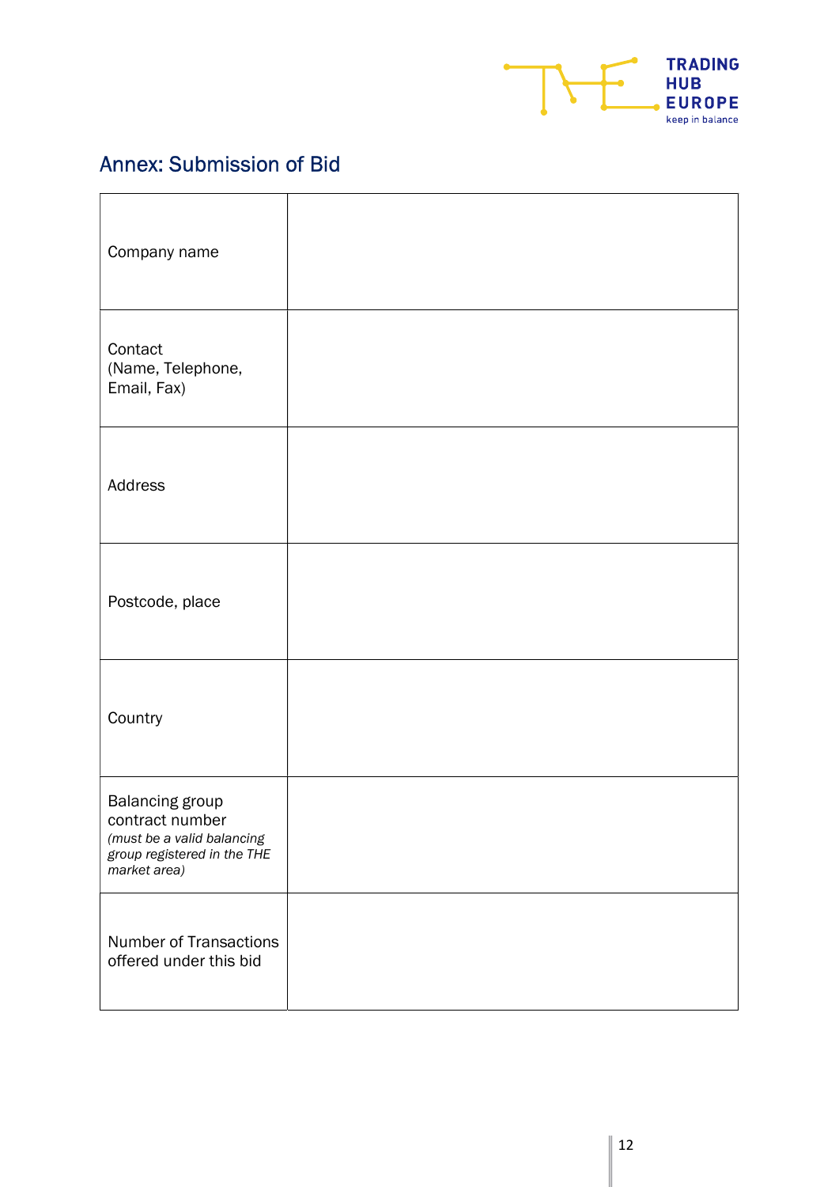## Annex: Submission of Bid

| | |
|---|---|
| Company name | |
| Contact (Name, Telephone, Email, Fax) | |
| Address | |
| Postcode, place | |
| Country | |
| Balancing group contract number *(must be a valid balancing group registered in the THE market area)* | |
| Number of Transactions offered under this bid | |